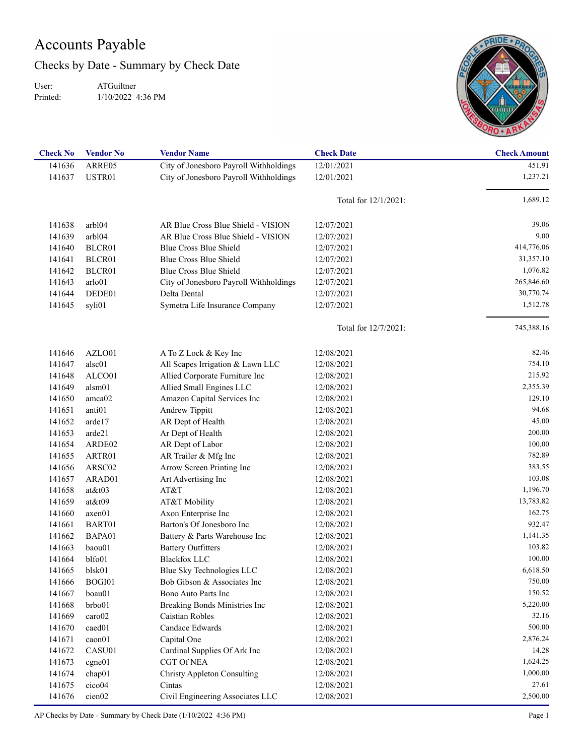# Accounts Payable

## Checks by Date - Summary by Check Date

User: ATGuiltner
Printed: 1/10/2022 4:36 PM

| Check No | Vendor No | Vendor Name | Check Date | Check Amount |
|---|---|---|---|---|
| 141636 | ARRE05 | City of Jonesboro Payroll Withholdings | 12/01/2021 | 451.91 |
| 141637 | USTR01 | City of Jonesboro Payroll Withholdings | 12/01/2021 | 1,237.21 |
| | | | Total for 12/1/2021: | 1,689.12 |
| 141638 | arbl04 | AR Blue Cross Blue Shield - VISION | 12/07/2021 | 39.06 |
| 141639 | arbl04 | AR Blue Cross Blue Shield - VISION | 12/07/2021 | 9.00 |
| 141640 | BLCR01 | Blue Cross Blue Shield | 12/07/2021 | 414,776.06 |
| 141641 | BLCR01 | Blue Cross Blue Shield | 12/07/2021 | 31,357.10 |
| 141642 | BLCR01 | Blue Cross Blue Shield | 12/07/2021 | 1,076.82 |
| 141643 | arlo01 | City of Jonesboro Payroll Withholdings | 12/07/2021 | 265,846.60 |
| 141644 | DEDE01 | Delta Dental | 12/07/2021 | 30,770.74 |
| 141645 | syli01 | Symetra Life Insurance Company | 12/07/2021 | 1,512.78 |
| | | | Total for 12/7/2021: | 745,388.16 |
| 141646 | AZLO01 | A To Z Lock & Key Inc | 12/08/2021 | 82.46 |
| 141647 | alsc01 | All Scapes Irrigation & Lawn LLC | 12/08/2021 | 754.10 |
| 141648 | ALCO01 | Allied Corporate Furniture Inc | 12/08/2021 | 215.92 |
| 141649 | alsm01 | Allied Small Engines LLC | 12/08/2021 | 2,355.39 |
| 141650 | amca02 | Amazon Capital Services Inc | 12/08/2021 | 129.10 |
| 141651 | anti01 | Andrew Tippitt | 12/08/2021 | 94.68 |
| 141652 | arde17 | AR Dept of Health | 12/08/2021 | 45.00 |
| 141653 | arde21 | Ar Dept of Health | 12/08/2021 | 200.00 |
| 141654 | ARDE02 | AR Dept of Labor | 12/08/2021 | 100.00 |
| 141655 | ARTR01 | AR Trailer & Mfg Inc | 12/08/2021 | 782.89 |
| 141656 | ARSC02 | Arrow Screen Printing Inc | 12/08/2021 | 383.55 |
| 141657 | ARAD01 | Art Advertising Inc | 12/08/2021 | 103.08 |
| 141658 | at&t03 | AT&T | 12/08/2021 | 1,196.70 |
| 141659 | at&t09 | AT&T Mobility | 12/08/2021 | 13,783.82 |
| 141660 | axen01 | Axon Enterprise Inc | 12/08/2021 | 162.75 |
| 141661 | BART01 | Barton's Of Jonesboro Inc | 12/08/2021 | 932.47 |
| 141662 | BAPA01 | Battery & Parts Warehouse Inc | 12/08/2021 | 1,141.35 |
| 141663 | baou01 | Battery Outfitters | 12/08/2021 | 103.82 |
| 141664 | blfo01 | Blackfox LLC | 12/08/2021 | 100.00 |
| 141665 | blsk01 | Blue Sky Technologies LLC | 12/08/2021 | 6,618.50 |
| 141666 | BOGI01 | Bob Gibson & Associates Inc | 12/08/2021 | 750.00 |
| 141667 | boau01 | Bono Auto Parts Inc | 12/08/2021 | 150.52 |
| 141668 | brbo01 | Breaking Bonds Ministries Inc | 12/08/2021 | 5,220.00 |
| 141669 | caro02 | Caistian Robles | 12/08/2021 | 32.16 |
| 141670 | caed01 | Candace Edwards | 12/08/2021 | 500.00 |
| 141671 | caon01 | Capital One | 12/08/2021 | 2,876.24 |
| 141672 | CASU01 | Cardinal Supplies Of Ark Inc | 12/08/2021 | 14.28 |
| 141673 | cgne01 | CGT Of NEA | 12/08/2021 | 1,624.25 |
| 141674 | chap01 | Christy Appleton Consulting | 12/08/2021 | 1,000.00 |
| 141675 | cico04 | Cintas | 12/08/2021 | 27.61 |
| 141676 | cien02 | Civil Engineering Associates LLC | 12/08/2021 | 2,500.00 |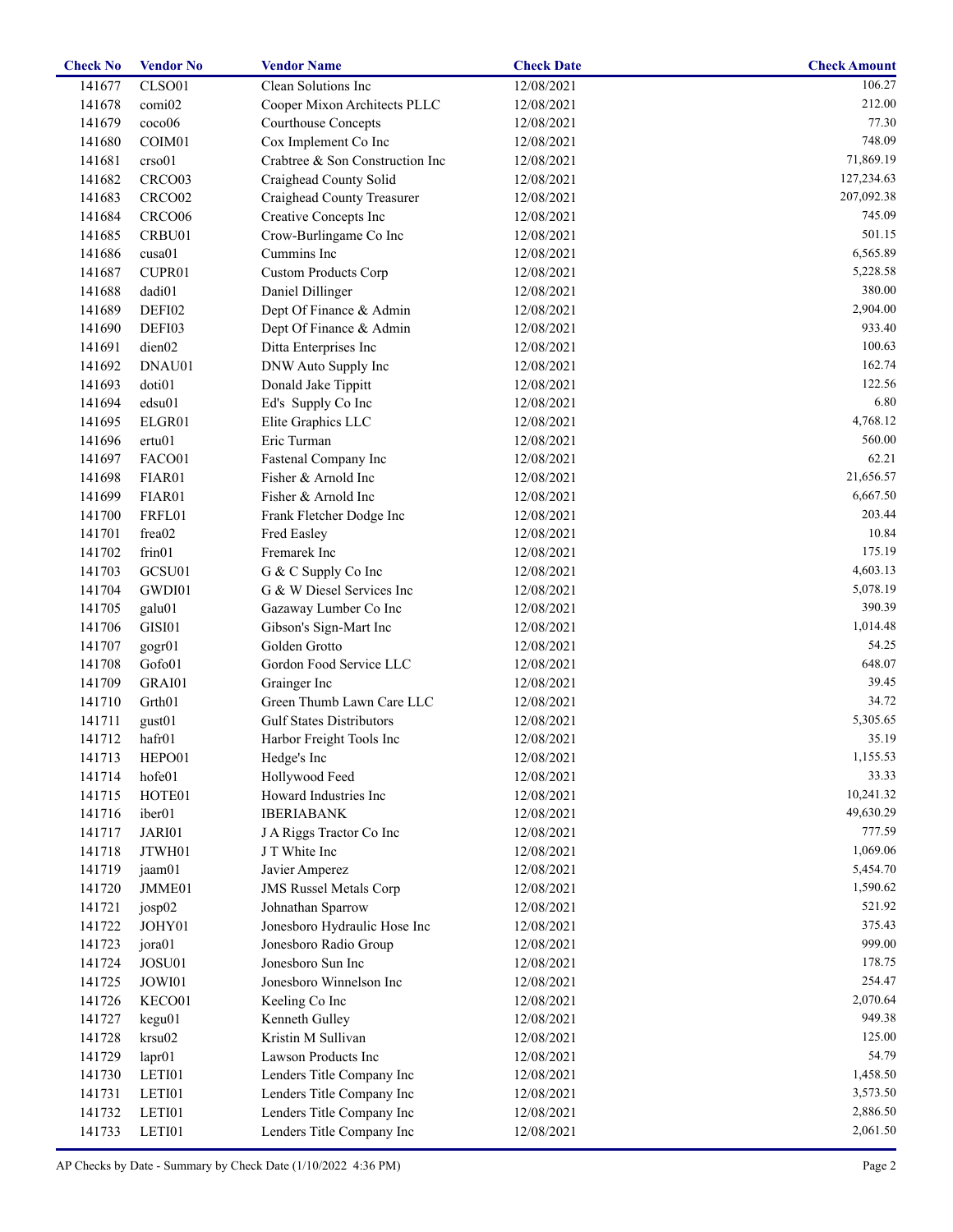| Check No | Vendor No | Vendor Name | Check Date | Check Amount |
|---|---|---|---|---|
| 141677 | CLSO01 | Clean Solutions Inc | 12/08/2021 | 106.27 |
| 141678 | comi02 | Cooper Mixon Architects PLLC | 12/08/2021 | 212.00 |
| 141679 | coco06 | Courthouse Concepts | 12/08/2021 | 77.30 |
| 141680 | COIM01 | Cox Implement Co Inc | 12/08/2021 | 748.09 |
| 141681 | crso01 | Crabtree & Son Construction Inc | 12/08/2021 | 71,869.19 |
| 141682 | CRCO03 | Craighead County Solid | 12/08/2021 | 127,234.63 |
| 141683 | CRCO02 | Craighead County Treasurer | 12/08/2021 | 207,092.38 |
| 141684 | CRCO06 | Creative Concepts Inc | 12/08/2021 | 745.09 |
| 141685 | CRBU01 | Crow-Burlingame Co Inc | 12/08/2021 | 501.15 |
| 141686 | cusa01 | Cummins Inc | 12/08/2021 | 6,565.89 |
| 141687 | CUPR01 | Custom Products Corp | 12/08/2021 | 5,228.58 |
| 141688 | dadi01 | Daniel Dillinger | 12/08/2021 | 380.00 |
| 141689 | DEFI02 | Dept Of Finance & Admin | 12/08/2021 | 2,904.00 |
| 141690 | DEFI03 | Dept Of Finance & Admin | 12/08/2021 | 933.40 |
| 141691 | dien02 | Ditta Enterprises Inc | 12/08/2021 | 100.63 |
| 141692 | DNAU01 | DNW Auto Supply Inc | 12/08/2021 | 162.74 |
| 141693 | doti01 | Donald Jake Tippitt | 12/08/2021 | 122.56 |
| 141694 | edsu01 | Ed's Supply Co Inc | 12/08/2021 | 6.80 |
| 141695 | ELGR01 | Elite Graphics LLC | 12/08/2021 | 4,768.12 |
| 141696 | ertu01 | Eric Turman | 12/08/2021 | 560.00 |
| 141697 | FACO01 | Fastenal Company Inc | 12/08/2021 | 62.21 |
| 141698 | FIAR01 | Fisher & Arnold Inc | 12/08/2021 | 21,656.57 |
| 141699 | FIAR01 | Fisher & Arnold Inc | 12/08/2021 | 6,667.50 |
| 141700 | FRFL01 | Frank Fletcher Dodge Inc | 12/08/2021 | 203.44 |
| 141701 | frea02 | Fred Easley | 12/08/2021 | 10.84 |
| 141702 | frin01 | Fremarek Inc | 12/08/2021 | 175.19 |
| 141703 | GCSU01 | G & C Supply Co Inc | 12/08/2021 | 4,603.13 |
| 141704 | GWDI01 | G & W Diesel Services Inc | 12/08/2021 | 5,078.19 |
| 141705 | galu01 | Gazaway Lumber Co Inc | 12/08/2021 | 390.39 |
| 141706 | GISI01 | Gibson's Sign-Mart Inc | 12/08/2021 | 1,014.48 |
| 141707 | gogr01 | Golden Grotto | 12/08/2021 | 54.25 |
| 141708 | Gofo01 | Gordon Food Service LLC | 12/08/2021 | 648.07 |
| 141709 | GRAI01 | Grainger Inc | 12/08/2021 | 39.45 |
| 141710 | Grth01 | Green Thumb Lawn Care LLC | 12/08/2021 | 34.72 |
| 141711 | gust01 | Gulf States Distributors | 12/08/2021 | 5,305.65 |
| 141712 | hafr01 | Harbor Freight Tools Inc | 12/08/2021 | 35.19 |
| 141713 | HEPO01 | Hedge's Inc | 12/08/2021 | 1,155.53 |
| 141714 | hofe01 | Hollywood Feed | 12/08/2021 | 33.33 |
| 141715 | HOTE01 | Howard Industries Inc | 12/08/2021 | 10,241.32 |
| 141716 | iber01 | IBERIABANK | 12/08/2021 | 49,630.29 |
| 141717 | JARI01 | J A Riggs Tractor Co Inc | 12/08/2021 | 777.59 |
| 141718 | JTWH01 | J T White Inc | 12/08/2021 | 1,069.06 |
| 141719 | jaam01 | Javier Amperez | 12/08/2021 | 5,454.70 |
| 141720 | JMME01 | JMS Russel Metals Corp | 12/08/2021 | 1,590.62 |
| 141721 | josp02 | Johnathan Sparrow | 12/08/2021 | 521.92 |
| 141722 | JOHY01 | Jonesboro Hydraulic Hose Inc | 12/08/2021 | 375.43 |
| 141723 | jora01 | Jonesboro Radio Group | 12/08/2021 | 999.00 |
| 141724 | JOSU01 | Jonesboro Sun Inc | 12/08/2021 | 178.75 |
| 141725 | JOWI01 | Jonesboro Winnelson Inc | 12/08/2021 | 254.47 |
| 141726 | KECO01 | Keeling Co Inc | 12/08/2021 | 2,070.64 |
| 141727 | kegu01 | Kenneth Gulley | 12/08/2021 | 949.38 |
| 141728 | krsu02 | Kristin M Sullivan | 12/08/2021 | 125.00 |
| 141729 | lapr01 | Lawson Products Inc | 12/08/2021 | 54.79 |
| 141730 | LETI01 | Lenders Title Company Inc | 12/08/2021 | 1,458.50 |
| 141731 | LETI01 | Lenders Title Company Inc | 12/08/2021 | 3,573.50 |
| 141732 | LETI01 | Lenders Title Company Inc | 12/08/2021 | 2,886.50 |
| 141733 | LETI01 | Lenders Title Company Inc | 12/08/2021 | 2,061.50 |

AP Checks by Date - Summary by Check Date (1/10/2022 4:36 PM)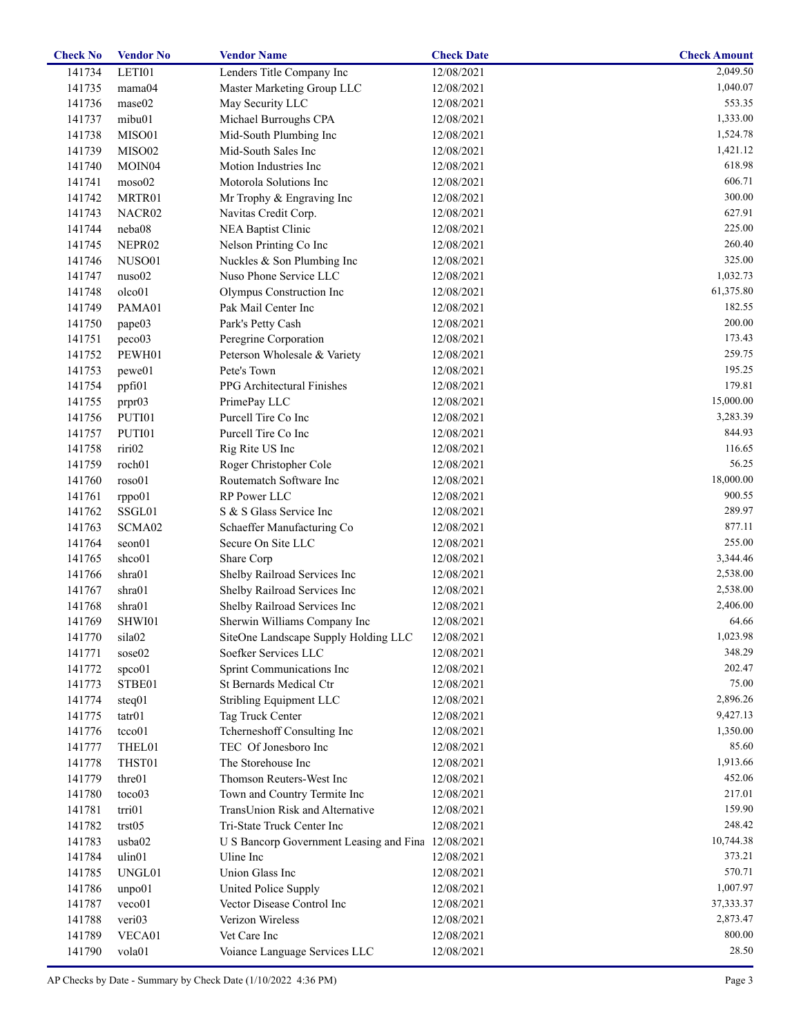| Check No | Vendor No | Vendor Name | Check Date | Check Amount |
|---|---|---|---|---|
| 141734 | LETI01 | Lenders Title Company Inc | 12/08/2021 | 2,049.50 |
| 141735 | mama04 | Master Marketing Group LLC | 12/08/2021 | 1,040.07 |
| 141736 | mase02 | May Security LLC | 12/08/2021 | 553.35 |
| 141737 | mibu01 | Michael Burroughs CPA | 12/08/2021 | 1,333.00 |
| 141738 | MISO01 | Mid-South Plumbing Inc | 12/08/2021 | 1,524.78 |
| 141739 | MISO02 | Mid-South Sales Inc | 12/08/2021 | 1,421.12 |
| 141740 | MOIN04 | Motion Industries Inc | 12/08/2021 | 618.98 |
| 141741 | moso02 | Motorola Solutions Inc | 12/08/2021 | 606.71 |
| 141742 | MRTR01 | Mr Trophy & Engraving Inc | 12/08/2021 | 300.00 |
| 141743 | NACR02 | Navitas Credit Corp. | 12/08/2021 | 627.91 |
| 141744 | neba08 | NEA Baptist Clinic | 12/08/2021 | 225.00 |
| 141745 | NEPR02 | Nelson Printing Co Inc | 12/08/2021 | 260.40 |
| 141746 | NUSO01 | Nuckles & Son Plumbing Inc | 12/08/2021 | 325.00 |
| 141747 | nuso02 | Nuso Phone Service LLC | 12/08/2021 | 1,032.73 |
| 141748 | olco01 | Olympus Construction Inc | 12/08/2021 | 61,375.80 |
| 141749 | PAMA01 | Pak Mail Center Inc | 12/08/2021 | 182.55 |
| 141750 | pape03 | Park's Petty Cash | 12/08/2021 | 200.00 |
| 141751 | peco03 | Peregrine Corporation | 12/08/2021 | 173.43 |
| 141752 | PEWH01 | Peterson Wholesale & Variety | 12/08/2021 | 259.75 |
| 141753 | pewe01 | Pete's Town | 12/08/2021 | 195.25 |
| 141754 | ppfi01 | PPG Architectural Finishes | 12/08/2021 | 179.81 |
| 141755 | prpr03 | PrimePay LLC | 12/08/2021 | 15,000.00 |
| 141756 | PUTI01 | Purcell Tire Co Inc | 12/08/2021 | 3,283.39 |
| 141757 | PUTI01 | Purcell Tire Co Inc | 12/08/2021 | 844.93 |
| 141758 | riri02 | Rig Rite US Inc | 12/08/2021 | 116.65 |
| 141759 | roch01 | Roger Christopher Cole | 12/08/2021 | 56.25 |
| 141760 | roso01 | Routematch Software Inc | 12/08/2021 | 18,000.00 |
| 141761 | rppo01 | RP Power LLC | 12/08/2021 | 900.55 |
| 141762 | SSGL01 | S & S Glass Service Inc | 12/08/2021 | 289.97 |
| 141763 | SCMA02 | Schaeffer Manufacturing Co | 12/08/2021 | 877.11 |
| 141764 | seon01 | Secure On Site LLC | 12/08/2021 | 255.00 |
| 141765 | shco01 | Share Corp | 12/08/2021 | 3,344.46 |
| 141766 | shra01 | Shelby Railroad Services Inc | 12/08/2021 | 2,538.00 |
| 141767 | shra01 | Shelby Railroad Services Inc | 12/08/2021 | 2,538.00 |
| 141768 | shra01 | Shelby Railroad Services Inc | 12/08/2021 | 2,406.00 |
| 141769 | SHWI01 | Sherwin Williams Company Inc | 12/08/2021 | 64.66 |
| 141770 | sila02 | SiteOne Landscape Supply Holding LLC | 12/08/2021 | 1,023.98 |
| 141771 | sose02 | Soefker Services LLC | 12/08/2021 | 348.29 |
| 141772 | spco01 | Sprint Communications Inc | 12/08/2021 | 202.47 |
| 141773 | STBE01 | St Bernards Medical Ctr | 12/08/2021 | 75.00 |
| 141774 | steq01 | Stribling Equipment LLC | 12/08/2021 | 2,896.26 |
| 141775 | tatr01 | Tag Truck Center | 12/08/2021 | 9,427.13 |
| 141776 | tcco01 | Tcherneshoff Consulting Inc | 12/08/2021 | 1,350.00 |
| 141777 | THEL01 | TEC Of Jonesboro Inc | 12/08/2021 | 85.60 |
| 141778 | THST01 | The Storehouse Inc | 12/08/2021 | 1,913.66 |
| 141779 | thre01 | Thomson Reuters-West Inc | 12/08/2021 | 452.06 |
| 141780 | toco03 | Town and Country Termite Inc | 12/08/2021 | 217.01 |
| 141781 | trri01 | TransUnion Risk and Alternative | 12/08/2021 | 159.90 |
| 141782 | trst05 | Tri-State Truck Center Inc | 12/08/2021 | 248.42 |
| 141783 | usba02 | U S Bancorp Government Leasing and Fina | 12/08/2021 | 10,744.38 |
| 141784 | ulin01 | Uline Inc | 12/08/2021 | 373.21 |
| 141785 | UNGL01 | Union Glass Inc | 12/08/2021 | 570.71 |
| 141786 | unpo01 | United Police Supply | 12/08/2021 | 1,007.97 |
| 141787 | veco01 | Vector Disease Control Inc | 12/08/2021 | 37,333.37 |
| 141788 | veri03 | Verizon Wireless | 12/08/2021 | 2,873.47 |
| 141789 | VECA01 | Vet Care Inc | 12/08/2021 | 800.00 |
| 141790 | vola01 | Voiance Language Services LLC | 12/08/2021 | 28.50 |

AP Checks by Date - Summary by Check Date (1/10/2022 4:36 PM)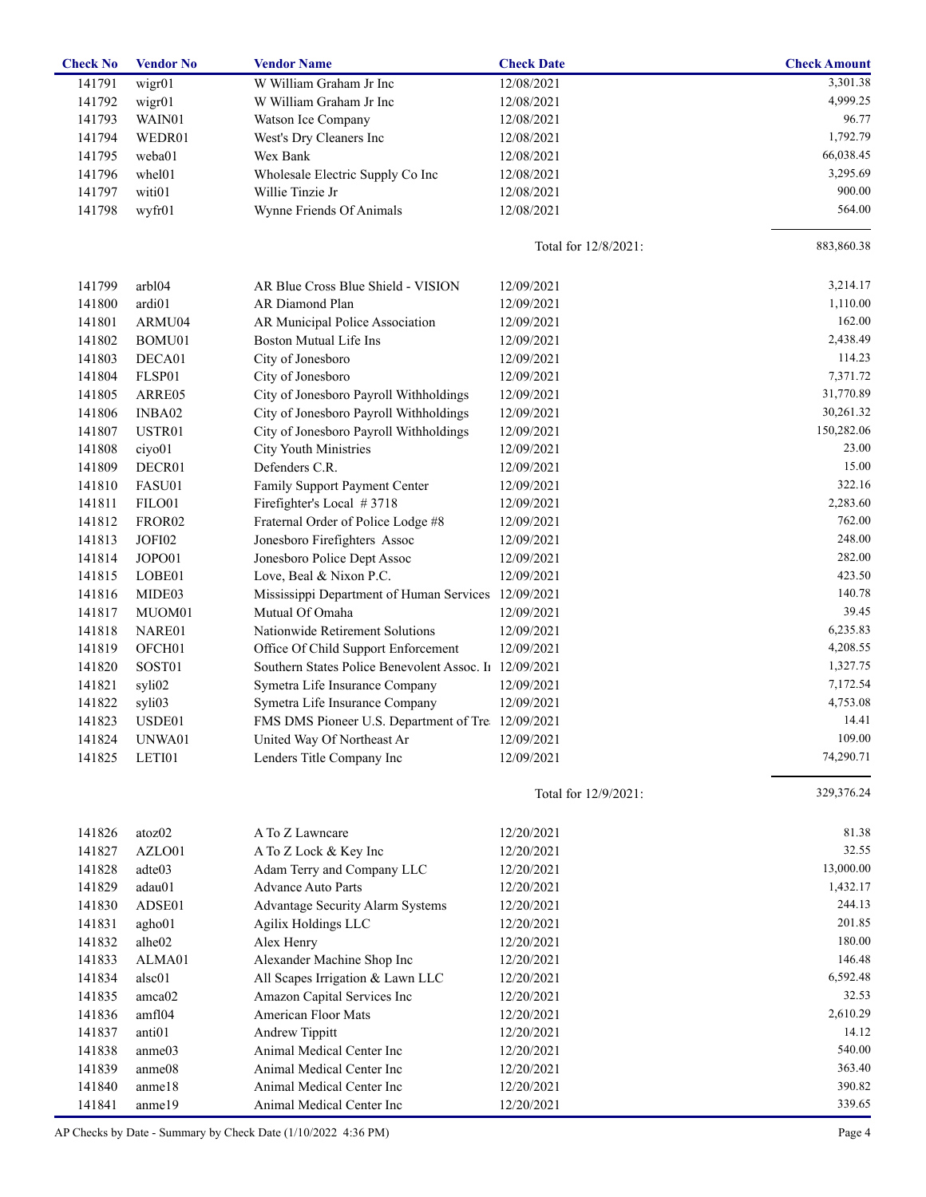| Check No | Vendor No | Vendor Name | Check Date | Check Amount |
|---|---|---|---|---|
| 141791 | wigr01 | W William Graham Jr Inc | 12/08/2021 | 3,301.38 |
| 141792 | wigr01 | W William Graham Jr Inc | 12/08/2021 | 4,999.25 |
| 141793 | WAIN01 | Watson Ice Company | 12/08/2021 | 96.77 |
| 141794 | WEDR01 | West's Dry Cleaners Inc | 12/08/2021 | 1,792.79 |
| 141795 | weba01 | Wex Bank | 12/08/2021 | 66,038.45 |
| 141796 | whel01 | Wholesale Electric Supply Co Inc | 12/08/2021 | 3,295.69 |
| 141797 | witi01 | Willie Tinzie Jr | 12/08/2021 | 900.00 |
| 141798 | wyfr01 | Wynne Friends Of Animals | 12/08/2021 | 564.00 |
| | | | Total for 12/8/2021: | 883,860.38 |
| 141799 | arbl04 | AR Blue Cross Blue Shield - VISION | 12/09/2021 | 3,214.17 |
| 141800 | ardi01 | AR Diamond Plan | 12/09/2021 | 1,110.00 |
| 141801 | ARMU04 | AR Municipal Police Association | 12/09/2021 | 162.00 |
| 141802 | BOMU01 | Boston Mutual Life Ins | 12/09/2021 | 2,438.49 |
| 141803 | DECA01 | City of Jonesboro | 12/09/2021 | 114.23 |
| 141804 | FLSP01 | City of Jonesboro | 12/09/2021 | 7,371.72 |
| 141805 | ARRE05 | City of Jonesboro Payroll Withholdings | 12/09/2021 | 31,770.89 |
| 141806 | INBA02 | City of Jonesboro Payroll Withholdings | 12/09/2021 | 30,261.32 |
| 141807 | USTR01 | City of Jonesboro Payroll Withholdings | 12/09/2021 | 150,282.06 |
| 141808 | ciyo01 | City Youth Ministries | 12/09/2021 | 23.00 |
| 141809 | DECR01 | Defenders C.R. | 12/09/2021 | 15.00 |
| 141810 | FASU01 | Family Support Payment Center | 12/09/2021 | 322.16 |
| 141811 | FILO01 | Firefighter's Local # 3718 | 12/09/2021 | 2,283.60 |
| 141812 | FROR02 | Fraternal Order of Police Lodge #8 | 12/09/2021 | 762.00 |
| 141813 | JOFI02 | Jonesboro Firefighters Assoc | 12/09/2021 | 248.00 |
| 141814 | JOPO01 | Jonesboro Police Dept Assoc | 12/09/2021 | 282.00 |
| 141815 | LOBE01 | Love, Beal & Nixon P.C. | 12/09/2021 | 423.50 |
| 141816 | MIDE03 | Mississippi Department of Human Services | 12/09/2021 | 140.78 |
| 141817 | MUOM01 | Mutual Of Omaha | 12/09/2021 | 39.45 |
| 141818 | NARE01 | Nationwide Retirement Solutions | 12/09/2021 | 6,235.83 |
| 141819 | OFCH01 | Office Of Child Support Enforcement | 12/09/2021 | 4,208.55 |
| 141820 | SOST01 | Southern States Police Benevolent Assoc. In | 12/09/2021 | 1,327.75 |
| 141821 | syli02 | Symetra Life Insurance Company | 12/09/2021 | 7,172.54 |
| 141822 | syli03 | Symetra Life Insurance Company | 12/09/2021 | 4,753.08 |
| 141823 | USDE01 | FMS DMS Pioneer U.S. Department of Tre | 12/09/2021 | 14.41 |
| 141824 | UNWA01 | United Way Of Northeast Ar | 12/09/2021 | 109.00 |
| 141825 | LETI01 | Lenders Title Company Inc | 12/09/2021 | 74,290.71 |
| | | | Total for 12/9/2021: | 329,376.24 |
| 141826 | atoz02 | A To Z Lawncare | 12/20/2021 | 81.38 |
| 141827 | AZLO01 | A To Z Lock & Key Inc | 12/20/2021 | 32.55 |
| 141828 | adte03 | Adam Terry and Company LLC | 12/20/2021 | 13,000.00 |
| 141829 | adau01 | Advance Auto Parts | 12/20/2021 | 1,432.17 |
| 141830 | ADSE01 | Advantage Security Alarm Systems | 12/20/2021 | 244.13 |
| 141831 | agho01 | Agilix Holdings LLC | 12/20/2021 | 201.85 |
| 141832 | alhe02 | Alex Henry | 12/20/2021 | 180.00 |
| 141833 | ALMA01 | Alexander Machine Shop Inc | 12/20/2021 | 146.48 |
| 141834 | alsc01 | All Scapes Irrigation & Lawn LLC | 12/20/2021 | 6,592.48 |
| 141835 | amca02 | Amazon Capital Services Inc | 12/20/2021 | 32.53 |
| 141836 | amfl04 | American Floor Mats | 12/20/2021 | 2,610.29 |
| 141837 | anti01 | Andrew Tippitt | 12/20/2021 | 14.12 |
| 141838 | anme03 | Animal Medical Center Inc | 12/20/2021 | 540.00 |
| 141839 | anme08 | Animal Medical Center Inc | 12/20/2021 | 363.40 |
| 141840 | anme18 | Animal Medical Center Inc | 12/20/2021 | 390.82 |
| 141841 | anme19 | Animal Medical Center Inc | 12/20/2021 | 339.65 |

AP Checks by Date - Summary by Check Date (1/10/2022 4:36 PM)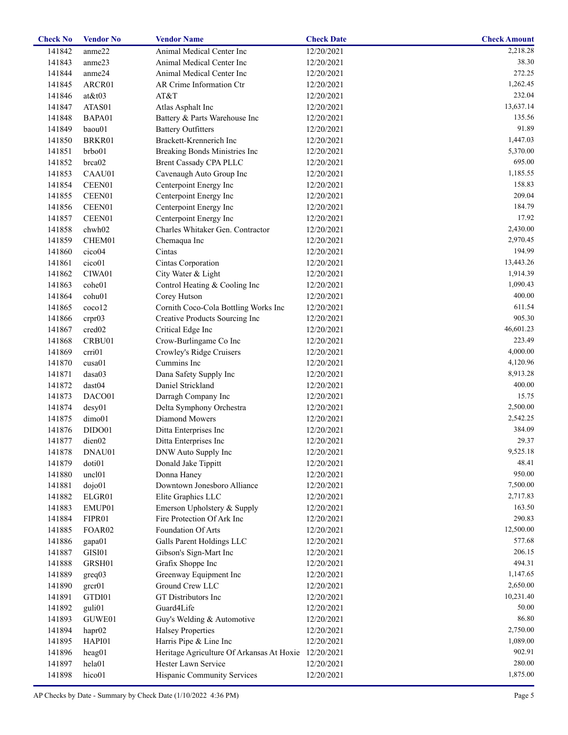| Check No | Vendor No | Vendor Name | Check Date | Check Amount |
|---|---|---|---|---|
| 141842 | anme22 | Animal Medical Center Inc | 12/20/2021 | 2,218.28 |
| 141843 | anme23 | Animal Medical Center Inc | 12/20/2021 | 38.30 |
| 141844 | anme24 | Animal Medical Center Inc | 12/20/2021 | 272.25 |
| 141845 | ARCR01 | AR Crime Information Ctr | 12/20/2021 | 1,262.45 |
| 141846 | at&t03 | AT&T | 12/20/2021 | 232.04 |
| 141847 | ATAS01 | Atlas Asphalt Inc | 12/20/2021 | 13,637.14 |
| 141848 | BAPA01 | Battery & Parts Warehouse Inc | 12/20/2021 | 135.56 |
| 141849 | baou01 | Battery Outfitters | 12/20/2021 | 91.89 |
| 141850 | BRKR01 | Brackett-Krennerich Inc | 12/20/2021 | 1,447.03 |
| 141851 | brbo01 | Breaking Bonds Ministries Inc | 12/20/2021 | 5,370.00 |
| 141852 | brca02 | Brent Cassady CPA PLLC | 12/20/2021 | 695.00 |
| 141853 | CAAU01 | Cavenaugh Auto Group Inc | 12/20/2021 | 1,185.55 |
| 141854 | CEEN01 | Centerpoint Energy Inc | 12/20/2021 | 158.83 |
| 141855 | CEEN01 | Centerpoint Energy Inc | 12/20/2021 | 209.04 |
| 141856 | CEEN01 | Centerpoint Energy Inc | 12/20/2021 | 184.79 |
| 141857 | CEEN01 | Centerpoint Energy Inc | 12/20/2021 | 17.92 |
| 141858 | chwh02 | Charles Whitaker Gen. Contractor | 12/20/2021 | 2,430.00 |
| 141859 | CHEM01 | Chemaqua Inc | 12/20/2021 | 2,970.45 |
| 141860 | cico04 | Cintas | 12/20/2021 | 194.99 |
| 141861 | cico01 | Cintas Corporation | 12/20/2021 | 13,443.26 |
| 141862 | CIWA01 | City Water & Light | 12/20/2021 | 1,914.39 |
| 141863 | cohe01 | Control Heating & Cooling Inc | 12/20/2021 | 1,090.43 |
| 141864 | cohu01 | Corey Hutson | 12/20/2021 | 400.00 |
| 141865 | coco12 | Cornith Coco-Cola Bottling Works Inc | 12/20/2021 | 611.54 |
| 141866 | crpr03 | Creative Products Sourcing Inc | 12/20/2021 | 905.30 |
| 141867 | cred02 | Critical Edge Inc | 12/20/2021 | 46,601.23 |
| 141868 | CRBU01 | Crow-Burlingame Co Inc | 12/20/2021 | 223.49 |
| 141869 | crri01 | Crowley's Ridge Cruisers | 12/20/2021 | 4,000.00 |
| 141870 | cusa01 | Cummins Inc | 12/20/2021 | 4,120.96 |
| 141871 | dasa03 | Dana Safety Supply Inc | 12/20/2021 | 8,913.28 |
| 141872 | dast04 | Daniel Strickland | 12/20/2021 | 400.00 |
| 141873 | DACO01 | Darragh Company Inc | 12/20/2021 | 15.75 |
| 141874 | desy01 | Delta Symphony Orchestra | 12/20/2021 | 2,500.00 |
| 141875 | dimo01 | Diamond Mowers | 12/20/2021 | 2,542.25 |
| 141876 | DIDO01 | Ditta Enterprises Inc | 12/20/2021 | 384.09 |
| 141877 | dien02 | Ditta Enterprises Inc | 12/20/2021 | 29.37 |
| 141878 | DNAU01 | DNW Auto Supply Inc | 12/20/2021 | 9,525.18 |
| 141879 | doti01 | Donald Jake Tippitt | 12/20/2021 | 48.41 |
| 141880 | uncl01 | Donna Haney | 12/20/2021 | 950.00 |
| 141881 | dojo01 | Downtown Jonesboro Alliance | 12/20/2021 | 7,500.00 |
| 141882 | ELGR01 | Elite Graphics LLC | 12/20/2021 | 2,717.83 |
| 141883 | EMUP01 | Emerson Upholstery & Supply | 12/20/2021 | 163.50 |
| 141884 | FIPR01 | Fire Protection Of Ark Inc | 12/20/2021 | 290.83 |
| 141885 | FOAR02 | Foundation Of Arts | 12/20/2021 | 12,500.00 |
| 141886 | gapa01 | Galls Parent Holdings LLC | 12/20/2021 | 577.68 |
| 141887 | GISI01 | Gibson's Sign-Mart Inc | 12/20/2021 | 206.15 |
| 141888 | GRSH01 | Grafix Shoppe Inc | 12/20/2021 | 494.31 |
| 141889 | greq03 | Greenway Equipment Inc | 12/20/2021 | 1,147.65 |
| 141890 | grcr01 | Ground Crew LLC | 12/20/2021 | 2,650.00 |
| 141891 | GTDI01 | GT Distributors Inc | 12/20/2021 | 10,231.40 |
| 141892 | guli01 | Guard4Life | 12/20/2021 | 50.00 |
| 141893 | GUWE01 | Guy's Welding & Automotive | 12/20/2021 | 86.80 |
| 141894 | hapr02 | Halsey Properties | 12/20/2021 | 2,750.00 |
| 141895 | HAPI01 | Harris Pipe & Line Inc | 12/20/2021 | 1,089.00 |
| 141896 | heag01 | Heritage Agriculture Of Arkansas At Hoxie | 12/20/2021 | 902.91 |
| 141897 | hela01 | Hester Lawn Service | 12/20/2021 | 280.00 |
| 141898 | hico01 | Hispanic Community Services | 12/20/2021 | 1,875.00 |

AP Checks by Date - Summary by Check Date (1/10/2022 4:36 PM)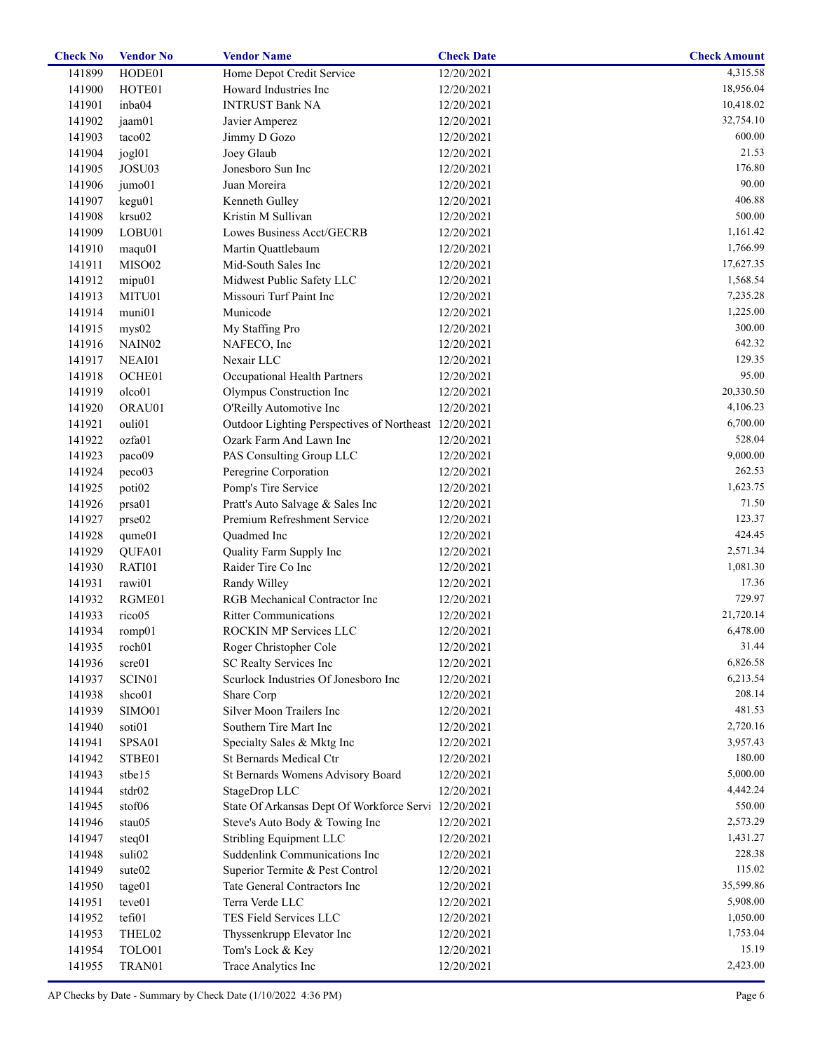| Check No | Vendor No | Vendor Name | Check Date | Check Amount |
|---|---|---|---|---|
| 141899 | HODE01 | Home Depot Credit Service | 12/20/2021 | 4,315.58 |
| 141900 | HOTE01 | Howard Industries Inc | 12/20/2021 | 18,956.04 |
| 141901 | inba04 | INTRUST Bank NA | 12/20/2021 | 10,418.02 |
| 141902 | jaam01 | Javier Amperez | 12/20/2021 | 32,754.10 |
| 141903 | taco02 | Jimmy D Gozo | 12/20/2021 | 600.00 |
| 141904 | jogl01 | Joey Glaub | 12/20/2021 | 21.53 |
| 141905 | JOSU03 | Jonesboro Sun Inc | 12/20/2021 | 176.80 |
| 141906 | jumo01 | Juan Moreira | 12/20/2021 | 90.00 |
| 141907 | kegu01 | Kenneth Gulley | 12/20/2021 | 406.88 |
| 141908 | krsu02 | Kristin M Sullivan | 12/20/2021 | 500.00 |
| 141909 | LOBU01 | Lowes Business Acct/GECRB | 12/20/2021 | 1,161.42 |
| 141910 | maqu01 | Martin Quattlebaum | 12/20/2021 | 1,766.99 |
| 141911 | MISO02 | Mid-South Sales Inc | 12/20/2021 | 17,627.35 |
| 141912 | mipu01 | Midwest Public Safety LLC | 12/20/2021 | 1,568.54 |
| 141913 | MITU01 | Missouri Turf Paint Inc | 12/20/2021 | 7,235.28 |
| 141914 | muni01 | Municode | 12/20/2021 | 1,225.00 |
| 141915 | mys02 | My Staffing Pro | 12/20/2021 | 300.00 |
| 141916 | NAIN02 | NAFECO, Inc | 12/20/2021 | 642.32 |
| 141917 | NEAI01 | Nexair LLC | 12/20/2021 | 129.35 |
| 141918 | OCHE01 | Occupational Health Partners | 12/20/2021 | 95.00 |
| 141919 | olco01 | Olympus Construction Inc | 12/20/2021 | 20,330.50 |
| 141920 | ORAU01 | O'Reilly Automotive Inc | 12/20/2021 | 4,106.23 |
| 141921 | ouli01 | Outdoor Lighting Perspectives of Northeast | 12/20/2021 | 6,700.00 |
| 141922 | ozfa01 | Ozark Farm And Lawn Inc | 12/20/2021 | 528.04 |
| 141923 | paco09 | PAS Consulting Group LLC | 12/20/2021 | 9,000.00 |
| 141924 | peco03 | Peregrine Corporation | 12/20/2021 | 262.53 |
| 141925 | poti02 | Pomp's Tire Service | 12/20/2021 | 1,623.75 |
| 141926 | prsa01 | Pratt's Auto Salvage & Sales Inc | 12/20/2021 | 71.50 |
| 141927 | prse02 | Premium Refreshment Service | 12/20/2021 | 123.37 |
| 141928 | qume01 | Quadmed Inc | 12/20/2021 | 424.45 |
| 141929 | QUFA01 | Quality Farm Supply Inc | 12/20/2021 | 2,571.34 |
| 141930 | RATI01 | Raider Tire Co Inc | 12/20/2021 | 1,081.30 |
| 141931 | rawi01 | Randy Willey | 12/20/2021 | 17.36 |
| 141932 | RGME01 | RGB Mechanical Contractor Inc | 12/20/2021 | 729.97 |
| 141933 | rico05 | Ritter Communications | 12/20/2021 | 21,720.14 |
| 141934 | romp01 | ROCKIN MP Services LLC | 12/20/2021 | 6,478.00 |
| 141935 | roch01 | Roger Christopher Cole | 12/20/2021 | 31.44 |
| 141936 | scre01 | SC Realty Services Inc | 12/20/2021 | 6,826.58 |
| 141937 | SCIN01 | Scurlock Industries Of Jonesboro Inc | 12/20/2021 | 6,213.54 |
| 141938 | shco01 | Share Corp | 12/20/2021 | 208.14 |
| 141939 | SIMO01 | Silver Moon Trailers Inc | 12/20/2021 | 481.53 |
| 141940 | soti01 | Southern Tire Mart Inc | 12/20/2021 | 2,720.16 |
| 141941 | SPSA01 | Specialty Sales & Mktg Inc | 12/20/2021 | 3,957.43 |
| 141942 | STBE01 | St Bernards Medical Ctr | 12/20/2021 | 180.00 |
| 141943 | stbe15 | St Bernards Womens Advisory Board | 12/20/2021 | 5,000.00 |
| 141944 | stdr02 | StageDrop LLC | 12/20/2021 | 4,442.24 |
| 141945 | stof06 | State Of Arkansas Dept Of Workforce Servi | 12/20/2021 | 550.00 |
| 141946 | stau05 | Steve's Auto Body & Towing Inc | 12/20/2021 | 2,573.29 |
| 141947 | steq01 | Stribling Equipment LLC | 12/20/2021 | 1,431.27 |
| 141948 | suli02 | Suddenlink Communications Inc | 12/20/2021 | 228.38 |
| 141949 | sute02 | Superior Termite & Pest Control | 12/20/2021 | 115.02 |
| 141950 | tage01 | Tate General Contractors Inc | 12/20/2021 | 35,599.86 |
| 141951 | teve01 | Terra Verde LLC | 12/20/2021 | 5,908.00 |
| 141952 | tefi01 | TES Field Services LLC | 12/20/2021 | 1,050.00 |
| 141953 | THEL02 | Thyssenkrupp Elevator Inc | 12/20/2021 | 1,753.04 |
| 141954 | TOLO01 | Tom's Lock & Key | 12/20/2021 | 15.19 |
| 141955 | TRAN01 | Trace Analytics Inc | 12/20/2021 | 2,423.00 |

AP Checks by Date - Summary by Check Date (1/10/2022 4:36 PM)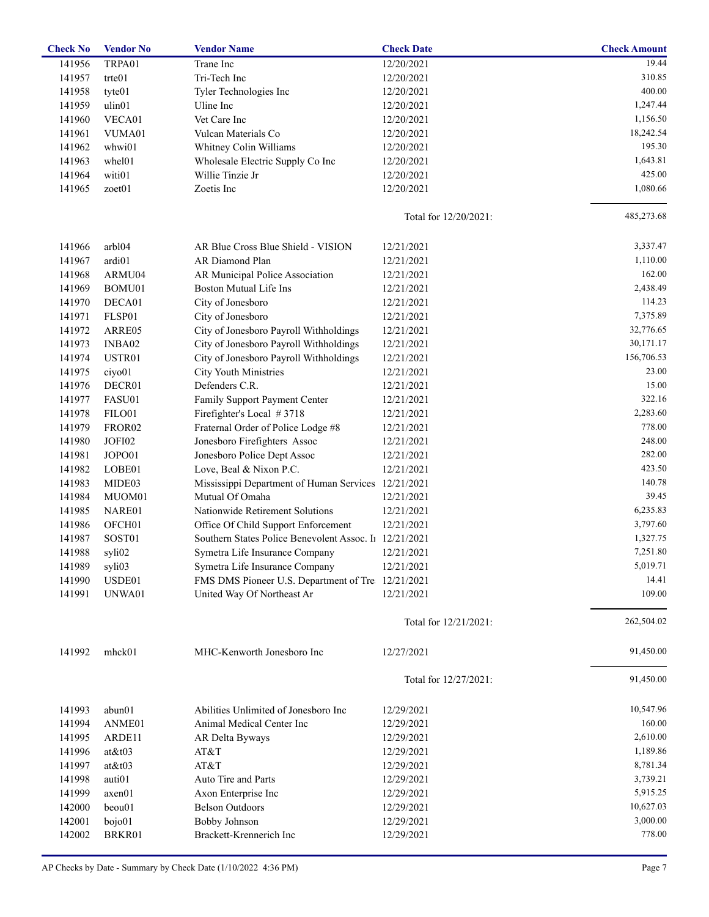| Check No | Vendor No | Vendor Name | Check Date | Check Amount |
|---|---|---|---|---|
| 141956 | TRPA01 | Trane Inc | 12/20/2021 | 19.44 |
| 141957 | trte01 | Tri-Tech Inc | 12/20/2021 | 310.85 |
| 141958 | tyte01 | Tyler Technologies Inc | 12/20/2021 | 400.00 |
| 141959 | ulin01 | Uline Inc | 12/20/2021 | 1,247.44 |
| 141960 | VECA01 | Vet Care Inc | 12/20/2021 | 1,156.50 |
| 141961 | VUMA01 | Vulcan Materials Co | 12/20/2021 | 18,242.54 |
| 141962 | whwi01 | Whitney Colin Williams | 12/20/2021 | 195.30 |
| 141963 | whel01 | Wholesale Electric Supply Co Inc | 12/20/2021 | 1,643.81 |
| 141964 | witi01 | Willie Tinzie Jr | 12/20/2021 | 425.00 |
| 141965 | zoet01 | Zoetis Inc | 12/20/2021 | 1,080.66 |
| | | | Total for 12/20/2021: | 485,273.68 |
| 141966 | arbl04 | AR Blue Cross Blue Shield - VISION | 12/21/2021 | 3,337.47 |
| 141967 | ardi01 | AR Diamond Plan | 12/21/2021 | 1,110.00 |
| 141968 | ARMU04 | AR Municipal Police Association | 12/21/2021 | 162.00 |
| 141969 | BOMU01 | Boston Mutual Life Ins | 12/21/2021 | 2,438.49 |
| 141970 | DECA01 | City of Jonesboro | 12/21/2021 | 114.23 |
| 141971 | FLSP01 | City of Jonesboro | 12/21/2021 | 7,375.89 |
| 141972 | ARRE05 | City of Jonesboro Payroll Withholdings | 12/21/2021 | 32,776.65 |
| 141973 | INBA02 | City of Jonesboro Payroll Withholdings | 12/21/2021 | 30,171.17 |
| 141974 | USTR01 | City of Jonesboro Payroll Withholdings | 12/21/2021 | 156,706.53 |
| 141975 | ciyo01 | City Youth Ministries | 12/21/2021 | 23.00 |
| 141976 | DECR01 | Defenders C.R. | 12/21/2021 | 15.00 |
| 141977 | FASU01 | Family Support Payment Center | 12/21/2021 | 322.16 |
| 141978 | FILO01 | Firefighter's Local # 3718 | 12/21/2021 | 2,283.60 |
| 141979 | FROR02 | Fraternal Order of Police Lodge #8 | 12/21/2021 | 778.00 |
| 141980 | JOFI02 | Jonesboro Firefighters Assoc | 12/21/2021 | 248.00 |
| 141981 | JOPO01 | Jonesboro Police Dept Assoc | 12/21/2021 | 282.00 |
| 141982 | LOBE01 | Love, Beal & Nixon P.C. | 12/21/2021 | 423.50 |
| 141983 | MIDE03 | Mississippi Department of Human Services | 12/21/2021 | 140.78 |
| 141984 | MUOM01 | Mutual Of Omaha | 12/21/2021 | 39.45 |
| 141985 | NARE01 | Nationwide Retirement Solutions | 12/21/2021 | 6,235.83 |
| 141986 | OFCH01 | Office Of Child Support Enforcement | 12/21/2021 | 3,797.60 |
| 141987 | SOST01 | Southern States Police Benevolent Assoc. In | 12/21/2021 | 1,327.75 |
| 141988 | syli02 | Symetra Life Insurance Company | 12/21/2021 | 7,251.80 |
| 141989 | syli03 | Symetra Life Insurance Company | 12/21/2021 | 5,019.71 |
| 141990 | USDE01 | FMS DMS Pioneer U.S. Department of Tre | 12/21/2021 | 14.41 |
| 141991 | UNWA01 | United Way Of Northeast Ar | 12/21/2021 | 109.00 |
| | | | Total for 12/21/2021: | 262,504.02 |
| 141992 | mhck01 | MHC-Kenworth Jonesboro Inc | 12/27/2021 | 91,450.00 |
| | | | Total for 12/27/2021: | 91,450.00 |
| 141993 | abun01 | Abilities Unlimited of Jonesboro Inc | 12/29/2021 | 10,547.96 |
| 141994 | ANME01 | Animal Medical Center Inc | 12/29/2021 | 160.00 |
| 141995 | ARDE11 | AR Delta Byways | 12/29/2021 | 2,610.00 |
| 141996 | at&t03 | AT&T | 12/29/2021 | 1,189.86 |
| 141997 | at&t03 | AT&T | 12/29/2021 | 8,781.34 |
| 141998 | auti01 | Auto Tire and Parts | 12/29/2021 | 3,739.21 |
| 141999 | axen01 | Axon Enterprise Inc | 12/29/2021 | 5,915.25 |
| 142000 | beou01 | Belson Outdoors | 12/29/2021 | 10,627.03 |
| 142001 | bojo01 | Bobby Johnson | 12/29/2021 | 3,000.00 |
| 142002 | BRKR01 | Brackett-Krennerich Inc | 12/29/2021 | 778.00 |

AP Checks by Date - Summary by Check Date (1/10/2022 4:36 PM)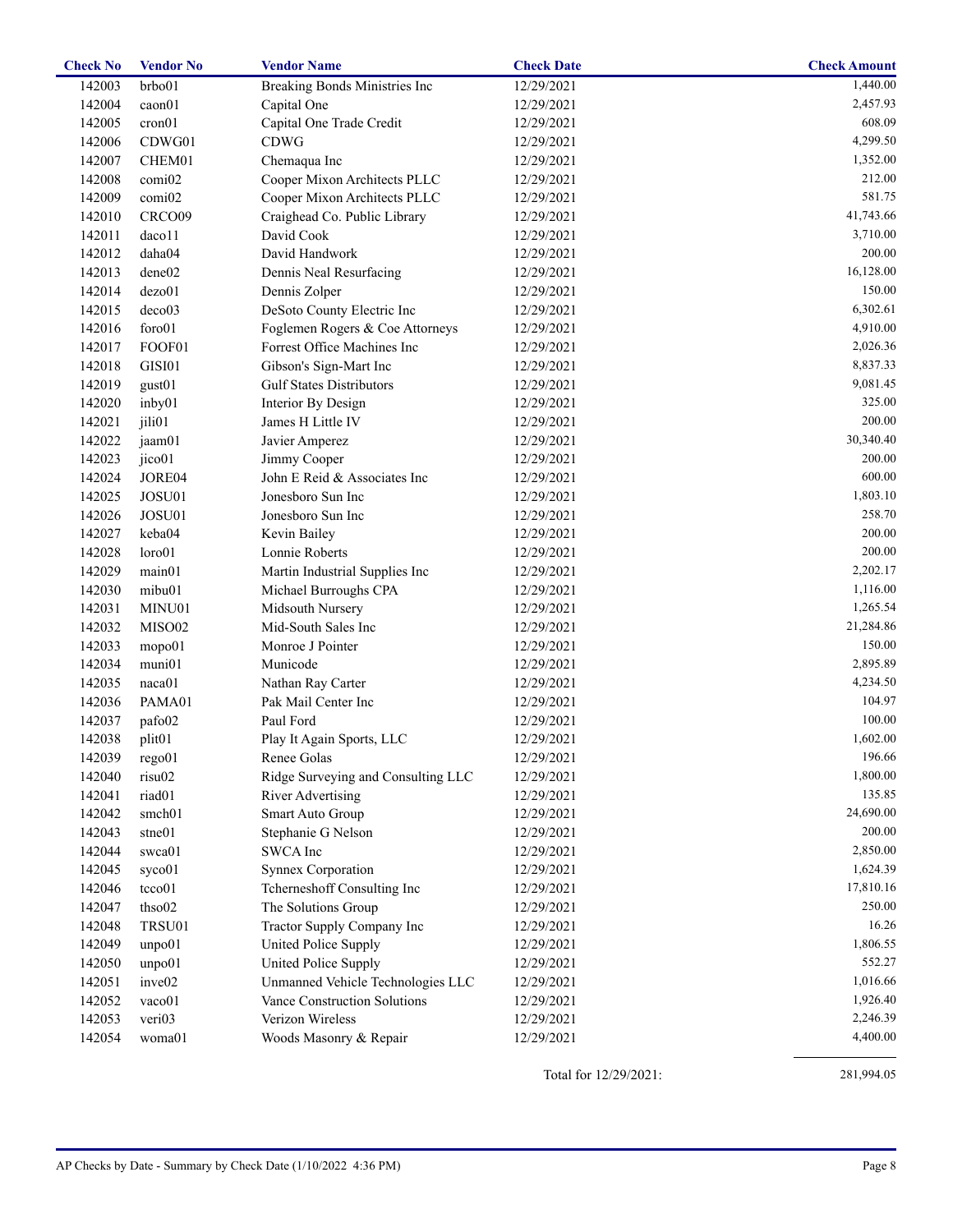| Check No | Vendor No | Vendor Name | Check Date | Check Amount |
|---|---|---|---|---|
| 142003 | brbo01 | Breaking Bonds Ministries Inc | 12/29/2021 | 1,440.00 |
| 142004 | caon01 | Capital One | 12/29/2021 | 2,457.93 |
| 142005 | cron01 | Capital One Trade Credit | 12/29/2021 | 608.09 |
| 142006 | CDWG01 | CDWG | 12/29/2021 | 4,299.50 |
| 142007 | CHEM01 | Chemaqua Inc | 12/29/2021 | 1,352.00 |
| 142008 | comi02 | Cooper Mixon Architects PLLC | 12/29/2021 | 212.00 |
| 142009 | comi02 | Cooper Mixon Architects PLLC | 12/29/2021 | 581.75 |
| 142010 | CRCO09 | Craighead Co. Public Library | 12/29/2021 | 41,743.66 |
| 142011 | daco11 | David Cook | 12/29/2021 | 3,710.00 |
| 142012 | daha04 | David Handwork | 12/29/2021 | 200.00 |
| 142013 | dene02 | Dennis Neal Resurfacing | 12/29/2021 | 16,128.00 |
| 142014 | dezo01 | Dennis Zolper | 12/29/2021 | 150.00 |
| 142015 | deco03 | DeSoto County Electric Inc | 12/29/2021 | 6,302.61 |
| 142016 | foro01 | Foglemen Rogers & Coe Attorneys | 12/29/2021 | 4,910.00 |
| 142017 | FOOF01 | Forrest Office Machines Inc | 12/29/2021 | 2,026.36 |
| 142018 | GISI01 | Gibson's Sign-Mart Inc | 12/29/2021 | 8,837.33 |
| 142019 | gust01 | Gulf States Distributors | 12/29/2021 | 9,081.45 |
| 142020 | inby01 | Interior By Design | 12/29/2021 | 325.00 |
| 142021 | jili01 | James H Little IV | 12/29/2021 | 200.00 |
| 142022 | jaam01 | Javier Amperez | 12/29/2021 | 30,340.40 |
| 142023 | jico01 | Jimmy Cooper | 12/29/2021 | 200.00 |
| 142024 | JORE04 | John E Reid & Associates Inc | 12/29/2021 | 600.00 |
| 142025 | JOSU01 | Jonesboro Sun Inc | 12/29/2021 | 1,803.10 |
| 142026 | JOSU01 | Jonesboro Sun Inc | 12/29/2021 | 258.70 |
| 142027 | keba04 | Kevin Bailey | 12/29/2021 | 200.00 |
| 142028 | loro01 | Lonnie Roberts | 12/29/2021 | 200.00 |
| 142029 | main01 | Martin Industrial Supplies Inc | 12/29/2021 | 2,202.17 |
| 142030 | mibu01 | Michael Burroughs CPA | 12/29/2021 | 1,116.00 |
| 142031 | MINU01 | Midsouth Nursery | 12/29/2021 | 1,265.54 |
| 142032 | MISO02 | Mid-South Sales Inc | 12/29/2021 | 21,284.86 |
| 142033 | mopo01 | Monroe J Pointer | 12/29/2021 | 150.00 |
| 142034 | muni01 | Municode | 12/29/2021 | 2,895.89 |
| 142035 | naca01 | Nathan Ray Carter | 12/29/2021 | 4,234.50 |
| 142036 | PAMA01 | Pak Mail Center Inc | 12/29/2021 | 104.97 |
| 142037 | pafo02 | Paul Ford | 12/29/2021 | 100.00 |
| 142038 | plit01 | Play It Again Sports, LLC | 12/29/2021 | 1,602.00 |
| 142039 | rego01 | Renee Golas | 12/29/2021 | 196.66 |
| 142040 | risu02 | Ridge Surveying and Consulting LLC | 12/29/2021 | 1,800.00 |
| 142041 | riad01 | River Advertising | 12/29/2021 | 135.85 |
| 142042 | smch01 | Smart Auto Group | 12/29/2021 | 24,690.00 |
| 142043 | stne01 | Stephanie G Nelson | 12/29/2021 | 200.00 |
| 142044 | swca01 | SWCA Inc | 12/29/2021 | 2,850.00 |
| 142045 | syco01 | Synnex Corporation | 12/29/2021 | 1,624.39 |
| 142046 | tcco01 | Tcherneshoff Consulting Inc | 12/29/2021 | 17,810.16 |
| 142047 | thso02 | The Solutions Group | 12/29/2021 | 250.00 |
| 142048 | TRSU01 | Tractor Supply Company Inc | 12/29/2021 | 16.26 |
| 142049 | unpo01 | United Police Supply | 12/29/2021 | 1,806.55 |
| 142050 | unpo01 | United Police Supply | 12/29/2021 | 552.27 |
| 142051 | inve02 | Unmanned Vehicle Technologies LLC | 12/29/2021 | 1,016.66 |
| 142052 | vaco01 | Vance Construction Solutions | 12/29/2021 | 1,926.40 |
| 142053 | veri03 | Verizon Wireless | 12/29/2021 | 2,246.39 |
| 142054 | woma01 | Woods Masonry & Repair | 12/29/2021 | 4,400.00 |
| | | | Total for 12/29/2021: | 281,994.05 |

AP Checks by Date - Summary by Check Date (1/10/2022 4:36 PM)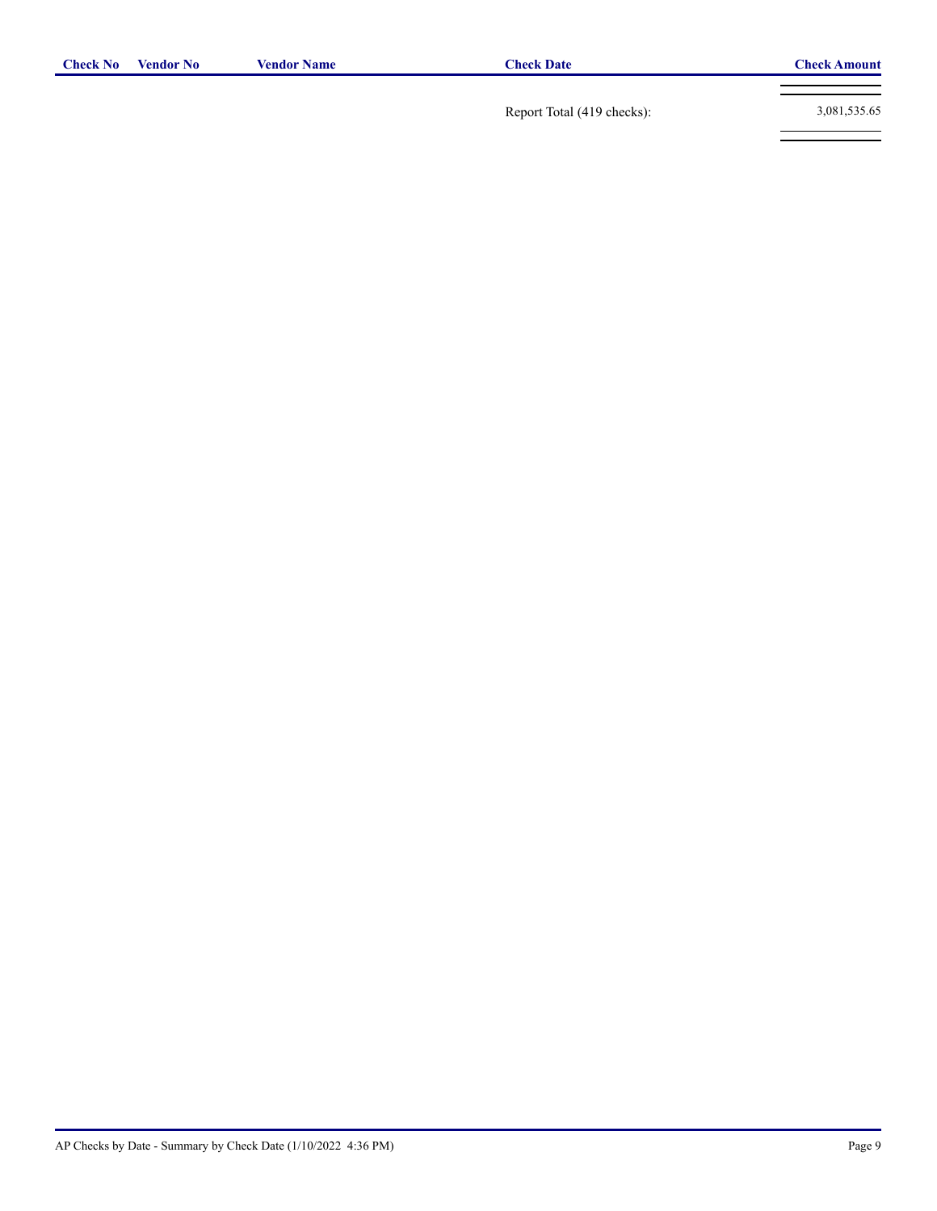| Check No | Vendor No | Vendor Name | Check Date | Check Amount |
|---|---|---|---|---|
| | | | Report Total (419 checks): | 3,081,535.65 |